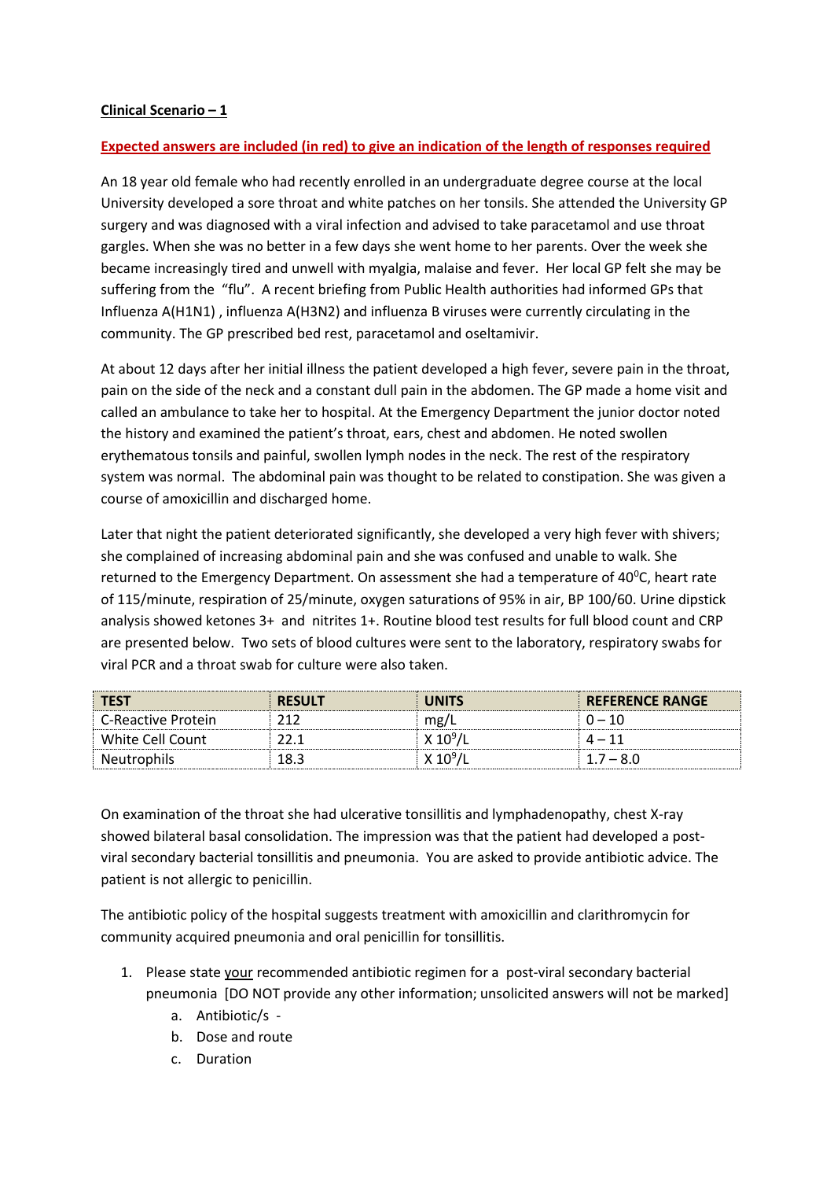**Clinical Scenario – 1**

**Expected answers are included (in red) to give an indication of the length of responses required**

An 18 year old female who had recently enrolled in an undergraduate degree course at the local University developed a sore throat and white patches on her tonsils. She attended the University GP surgery and was diagnosed with a viral infection and advised to take paracetamol and use throat gargles. When she was no better in a few days she went home to her parents. Over the week she became increasingly tired and unwell with myalgia, malaise and fever. Her local GP felt she may be suffering from the "flu". A recent briefing from Public Health authorities had informed GPs that Influenza A(H1N1) , influenza A(H3N2) and influenza B viruses were currently circulating in the community. The GP prescribed bed rest, paracetamol and oseltamivir.

At about 12 days after her initial illness the patient developed a high fever, severe pain in the throat, pain on the side of the neck and a constant dull pain in the abdomen. The GP made a home visit and called an ambulance to take her to hospital. At the Emergency Department the junior doctor noted the history and examined the patient's throat, ears, chest and abdomen. He noted swollen erythematous tonsils and painful, swollen lymph nodes in the neck. The rest of the respiratory system was normal. The abdominal pain was thought to be related to constipation. She was given a course of amoxicillin and discharged home.

Later that night the patient deteriorated significantly, she developed a very high fever with shivers; she complained of increasing abdominal pain and she was confused and unable to walk. She returned to the Emergency Department. On assessment she had a temperature of 40$^0$C, heart rate of 115/minute, respiration of 25/minute, oxygen saturations of 95% in air, BP 100/60. Urine dipstick analysis showed ketones 3+ and nitrites 1+. Routine blood test results for full blood count and CRP are presented below. Two sets of blood cultures were sent to the laboratory, respiratory swabs for viral PCR and a throat swab for culture were also taken.

| TEST | RESULT | UNITS | REFERENCE RANGE |
|---|---|---|---|
| C-Reactive Protein | 212 | mg/L | 0 – 10 |
| White Cell Count | 22.1 | X $10^9$/L | 4 – 11 |
| Neutrophils | 18.3 | X $10^9$/L | 1.7 – 8.0 |

On examination of the throat she had ulcerative tonsillitis and lymphadenopathy, chest X-ray showed bilateral basal consolidation. The impression was that the patient had developed a post-viral secondary bacterial tonsillitis and pneumonia. You are asked to provide antibiotic advice. The patient is not allergic to penicillin.

The antibiotic policy of the hospital suggests treatment with amoxicillin and clarithromycin for community acquired pneumonia and oral penicillin for tonsillitis.

1. Please state your recommended antibiotic regimen for a post-viral secondary bacterial pneumonia [DO NOT provide any other information; unsolicited answers will not be marked]
   a. Antibiotic/s -
   b. Dose and route
   c. Duration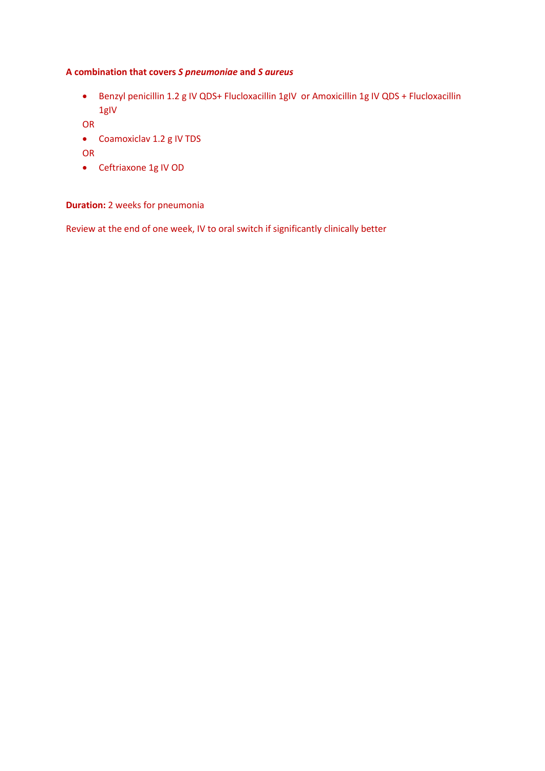**A combination that covers *S pneumoniae* and *S aureus***

- Benzyl penicillin 1.2 g IV QDS+ Flucloxacillin 1gIV  or Amoxicillin 1g IV QDS + Flucloxacillin 1gIV

OR

- Coamoxiclav 1.2 g IV TDS

OR

- Ceftriaxone 1g IV OD

**Duration:** 2 weeks for pneumonia

Review at the end of one week, IV to oral switch if significantly clinically better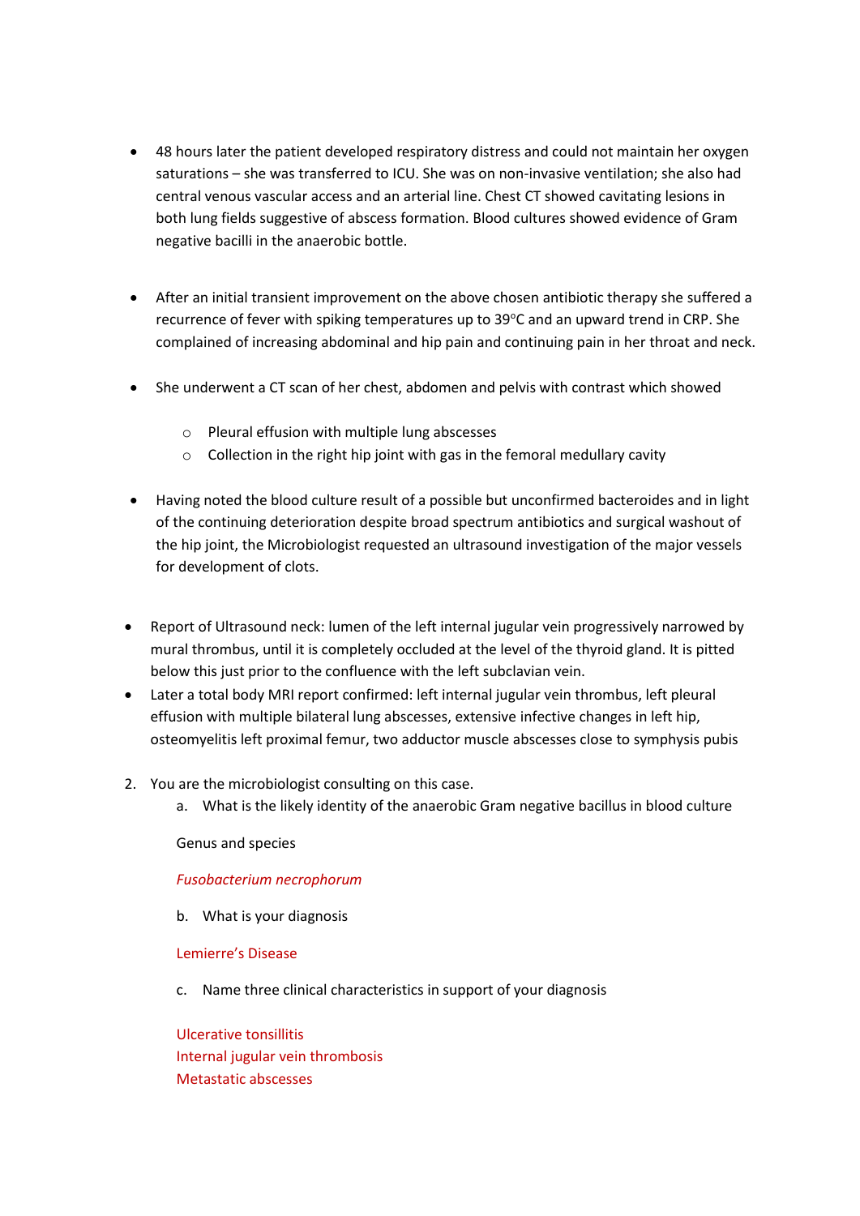- 48 hours later the patient developed respiratory distress and could not maintain her oxygen saturations – she was transferred to ICU. She was on non-invasive ventilation; she also had central venous vascular access and an arterial line. Chest CT showed cavitating lesions in both lung fields suggestive of abscess formation. Blood cultures showed evidence of Gram negative bacilli in the anaerobic bottle.

- After an initial transient improvement on the above chosen antibiotic therapy she suffered a recurrence of fever with spiking temperatures up to 39°C and an upward trend in CRP. She complained of increasing abdominal and hip pain and continuing pain in her throat and neck.

- She underwent a CT scan of her chest, abdomen and pelvis with contrast which showed
  - Pleural effusion with multiple lung abscesses
  - Collection in the right hip joint with gas in the femoral medullary cavity

- Having noted the blood culture result of a possible but unconfirmed bacteroides and in light of the continuing deterioration despite broad spectrum antibiotics and surgical washout of the hip joint, the Microbiologist requested an ultrasound investigation of the major vessels for development of clots.

- Report of Ultrasound neck: lumen of the left internal jugular vein progressively narrowed by mural thrombus, until it is completely occluded at the level of the thyroid gland. It is pitted below this just prior to the confluence with the left subclavian vein.
- Later a total body MRI report confirmed: left internal jugular vein thrombus, left pleural effusion with multiple bilateral lung abscesses, extensive infective changes in left hip, osteomyelitis left proximal femur, two adductor muscle abscesses close to symphysis pubis

2. You are the microbiologist consulting on this case.
   a. What is the likely identity of the anaerobic Gram negative bacillus in blood culture

   Genus and species

   *Fusobacterium necrophorum*

   b. What is your diagnosis

   Lemierre's Disease

   c. Name three clinical characteristics in support of your diagnosis

   Ulcerative tonsillitis
   Internal jugular vein thrombosis
   Metastatic abscesses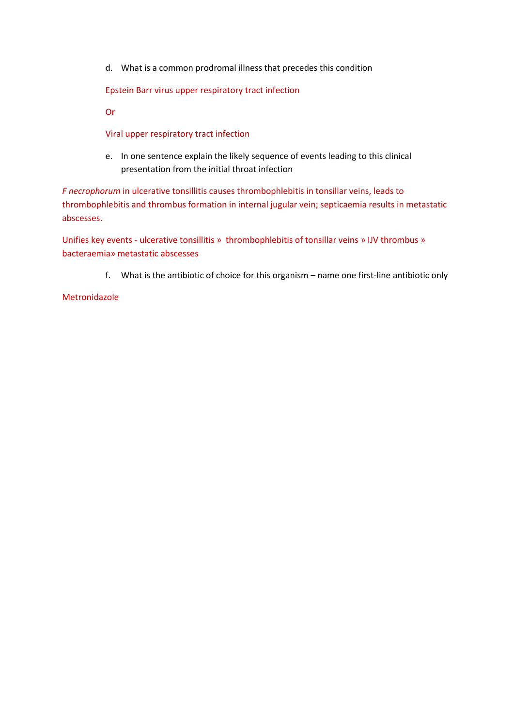d. What is a common prodromal illness that precedes this condition

Epstein Barr virus upper respiratory tract infection

Or

Viral upper respiratory tract infection

e. In one sentence explain the likely sequence of events leading to this clinical presentation from the initial throat infection

*F necrophorum* in ulcerative tonsillitis causes thrombophlebitis in tonsillar veins, leads to thrombophlebitis and thrombus formation in internal jugular vein; septicaemia results in metastatic abscesses.

Unifies key events - ulcerative tonsillitis » thrombophlebitis of tonsillar veins » IJV thrombus » bacteraemia» metastatic abscesses

f. What is the antibiotic of choice for this organism – name one first-line antibiotic only

Metronidazole